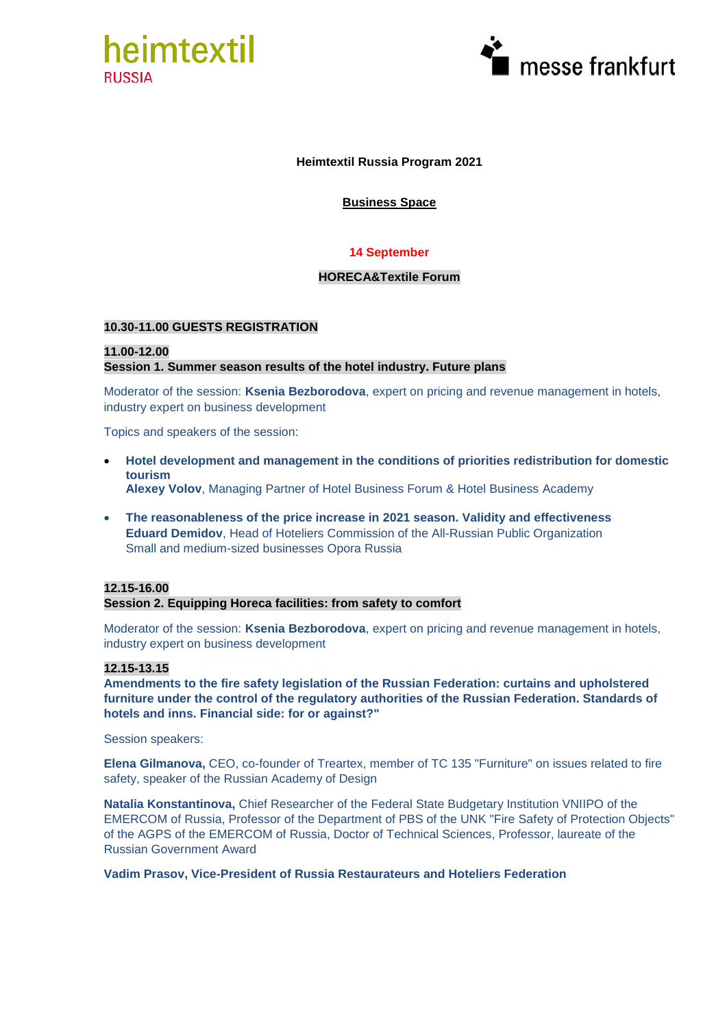heimtextil RUSSIA

messe frankfurt

# Heimtextil Russia Program 2021

## Business Space

### 14 September

### HORECA&Textile Forum

**10.30-11.00 GUESTS REGISTRATION**

**11.00-12.00**
**Session 1. Summer season results of the hotel industry. Future plans**

Moderator of the session: **Ksenia Bezborodova**, expert on pricing and revenue management in hotels, industry expert on business development

Topics and speakers of the session:

- **Hotel development and management in the conditions of priorities redistribution for domestic tourism**
  **Alexey Volov**, Managing Partner of Hotel Business Forum & Hotel Business Academy

- **The reasonableness of the price increase in 2021 season. Validity and effectiveness**
  **Eduard Demidov**, Head of Hoteliers Commission of the All-Russian Public Organization Small and medium-sized businesses Opora Russia

**12.15-16.00**
**Session 2. Equipping Horeca facilities: from safety to comfort**

Moderator of the session: **Ksenia Bezborodova**, expert on pricing and revenue management in hotels, industry expert on business development

**12.15-13.15**
**Amendments to the fire safety legislation of the Russian Federation: curtains and upholstered furniture under the control of the regulatory authorities of the Russian Federation. Standards of hotels and inns. Financial side: for or against?"**

Session speakers:

**Elena Gilmanova,** CEO, co-founder of Treartex, member of TC 135 "Furniture" on issues related to fire safety, speaker of the Russian Academy of Design

**Natalia Konstantinova,** Chief Researcher of the Federal State Budgetary Institution VNIIPO of the EMERCOM of Russia, Professor of the Department of PBS of the UNK "Fire Safety of Protection Objects" of the AGPS of the EMERCOM of Russia, Doctor of Technical Sciences, Professor, laureate of the Russian Government Award

**Vadim Prasov, Vice-President of Russia Restaurateurs and Hoteliers Federation**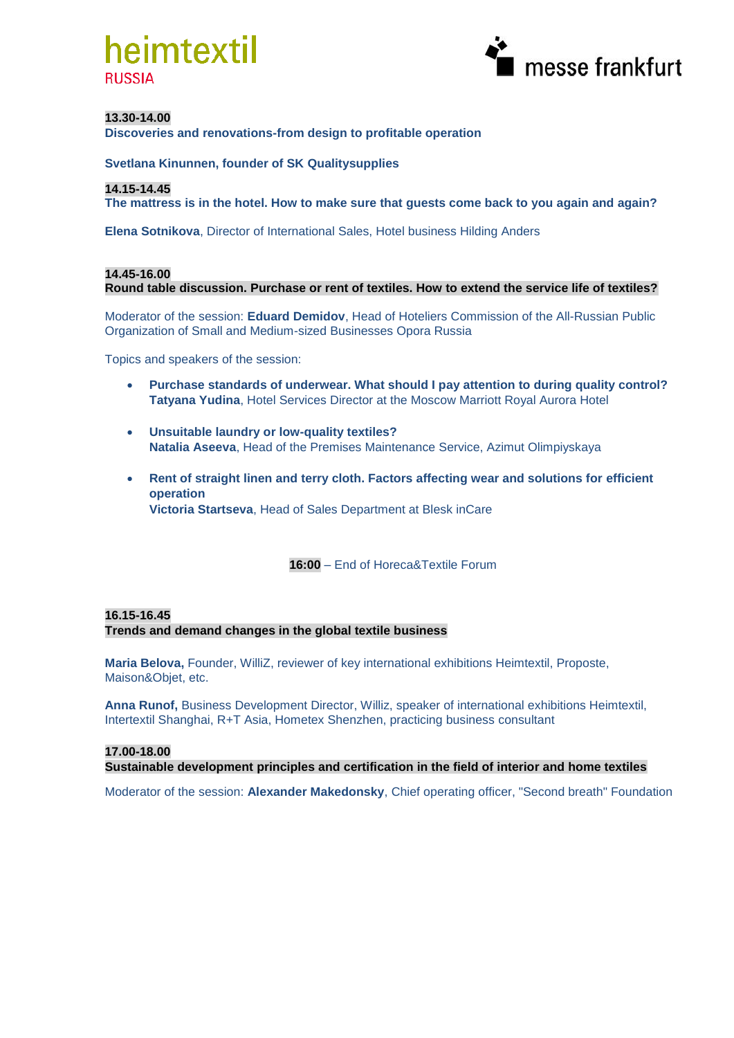**13.30-14.00**
**Discoveries and renovations-from design to profitable operation**

**Svetlana Kinunnen, founder of SK Qualitysupplies**

**14.15-14.45**
**The mattress is in the hotel. How to make sure that guests come back to you again and again?**

**Elena Sotnikova**, Director of International Sales, Hotel business Hilding Anders

**14.45-16.00**
**Round table discussion. Purchase or rent of textiles. How to extend the service life of textiles?**

Moderator of the session: **Eduard Demidov**, Head of Hoteliers Commission of the All-Russian Public Organization of Small and Medium-sized Businesses Opora Russia

Topics and speakers of the session:

- **Purchase standards of underwear. What should I pay attention to during quality control?**
  **Tatyana Yudina**, Hotel Services Director at the Moscow Marriott Royal Aurora Hotel

- **Unsuitable laundry or low-quality textiles?**
  **Natalia Aseeva**, Head of the Premises Maintenance Service, Azimut Olimpiyskaya

- **Rent of straight linen and terry cloth. Factors affecting wear and solutions for efficient operation**
  **Victoria Startseva**, Head of Sales Department at Blesk inCare

**16:00** – End of Horeca&Textile Forum

**16.15-16.45**
**Trends and demand changes in the global textile business**

**Maria Belova,** Founder, WilliZ, reviewer of key international exhibitions Heimtextil, Proposte, Maison&Objet, etc.

**Anna Runof,** Business Development Director, Williz, speaker of international exhibitions Heimtextil, Intertextil Shanghai, R+T Asia, Hometex Shenzhen, practicing business consultant

**17.00-18.00**
**Sustainable development principles and certification in the field of interior and home textiles**

Moderator of the session: **Alexander Makedonsky**, Chief operating officer, "Second breath" Foundation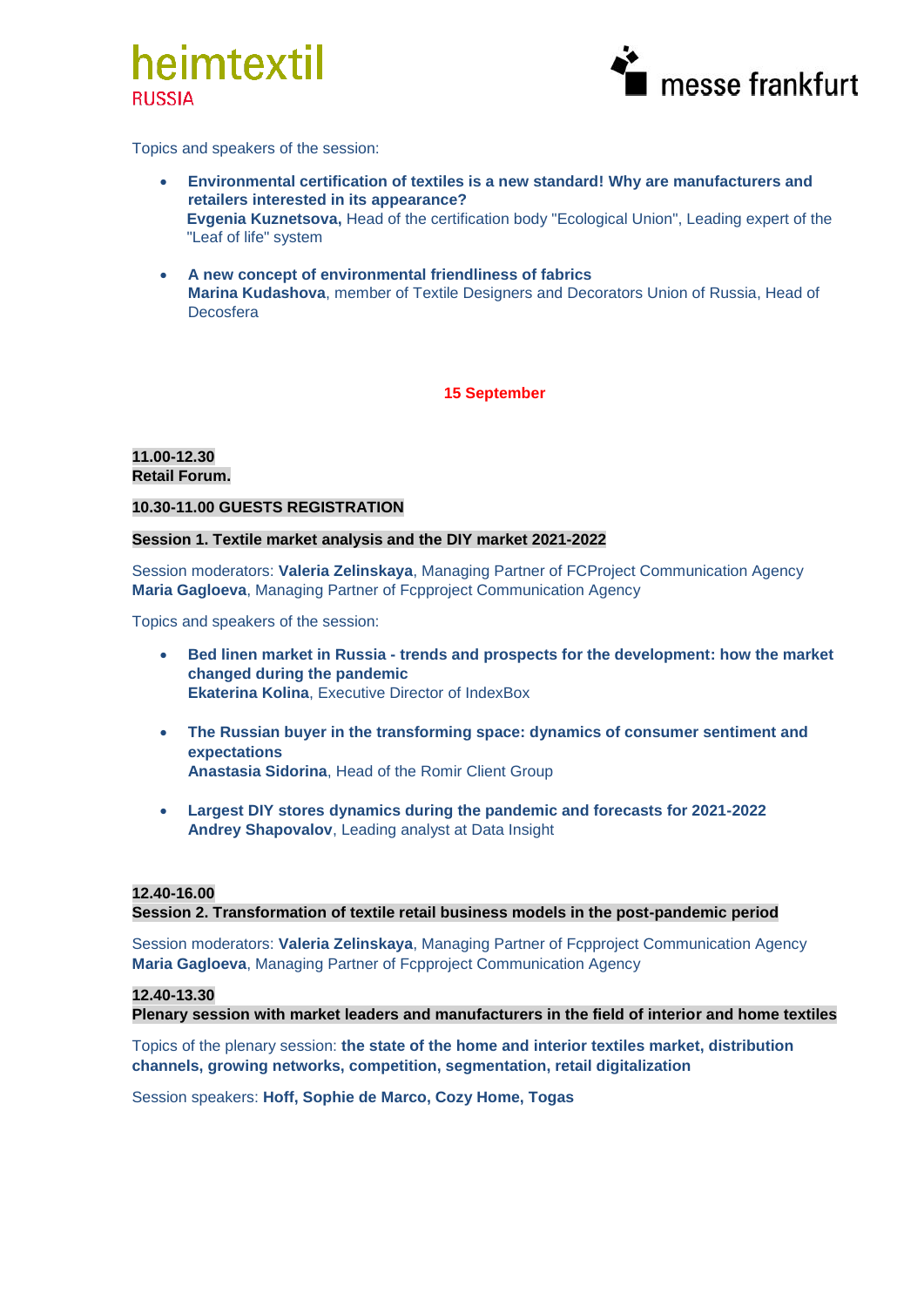Topics and speakers of the session:

- **Environmental certification of textiles is a new standard! Why are manufacturers and retailers interested in its appearance?**
  **Evgenia Kuznetsova,** Head of the certification body "Ecological Union", Leading expert of the "Leaf of life" system

- **A new concept of environmental friendliness of fabrics**
  **Marina Kudashova**, member of Textile Designers and Decorators Union of Russia, Head of Decosfera

**15 September**

**11.00-12.30**
**Retail Forum.**

**10.30-11.00 GUESTS REGISTRATION**

**Session 1. Textile market analysis and the DIY market 2021-2022**

Session moderators: **Valeria Zelinskaya**, Managing Partner of FCProject Communication Agency
**Maria Gagloeva**, Managing Partner of Fcpproject Communication Agency

Topics and speakers of the session:

- **Bed linen market in Russia - trends and prospects for the development: how the market changed during the pandemic**
  **Ekaterina Kolina**, Executive Director of IndexBox

- **The Russian buyer in the transforming space: dynamics of consumer sentiment and expectations**
  **Anastasia Sidorina**, Head of the Romir Client Group

- **Largest DIY stores dynamics during the pandemic and forecasts for 2021-2022**
  **Andrey Shapovalov**, Leading analyst at Data Insight

**12.40-16.00**
**Session 2. Transformation of textile retail business models in the post-pandemic period**

Session moderators: **Valeria Zelinskaya**, Managing Partner of Fcpproject Communication Agency
**Maria Gagloeva**, Managing Partner of Fcpproject Communication Agency

**12.40-13.30**
**Plenary session with market leaders and manufacturers in the field of interior and home textiles**

Topics of the plenary session: **the state of the home and interior textiles market, distribution channels, growing networks, competition, segmentation, retail digitalization**

Session speakers: **Hoff, Sophie de Marco, Cozy Home, Togas**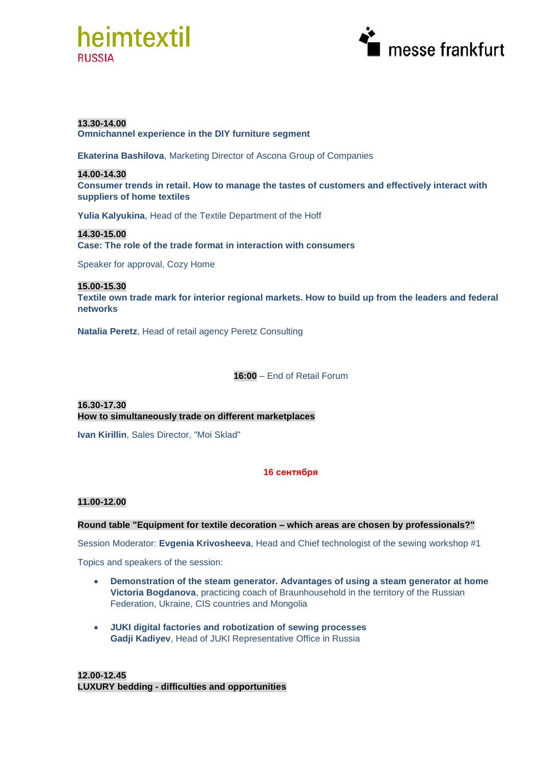**13.30-14.00**
**Omnichannel experience in the DIY furniture segment**

**Ekaterina Bashilova**, Marketing Director of Ascona Group of Companies

**14.00-14.30**
**Consumer trends in retail. How to manage the tastes of customers and effectively interact with suppliers of home textiles**

**Yulia Kalyukina**, Head of the Textile Department of the Hoff

**14.30-15.00**
**Case: The role of the trade format in interaction with consumers**

Speaker for approval, Cozy Home

**15.00-15.30**
**Textile own trade mark for interior regional markets. How to build up from the leaders and federal networks**

**Natalia Peretz**, Head of retail agency Peretz Consulting

**16:00** – End of Retail Forum

**16.30-17.30**
**How to simultaneously trade on different marketplaces**

**Ivan Kirillin**, Sales Director, "Moi Sklad"

**16 сентября**

**11.00-12.00**

**Round table "Equipment for textile decoration – which areas are chosen by professionals?"**

Session Moderator: **Evgenia Krivosheeva**, Head and Chief technologist of the sewing workshop #1

Topics and speakers of the session:

- **Demonstration of the steam generator. Advantages of using a steam generator at home**
  **Victoria Bogdanova**, practicing coach of Braunhousehold in the territory of the Russian Federation, Ukraine, CIS countries and Mongolia

- **JUKI digital factories and robotization of sewing processes**
  **Gadji Kadiyev**, Head of JUKI Representative Office in Russia

**12.00-12.45**
**LUXURY bedding - difficulties and opportunities**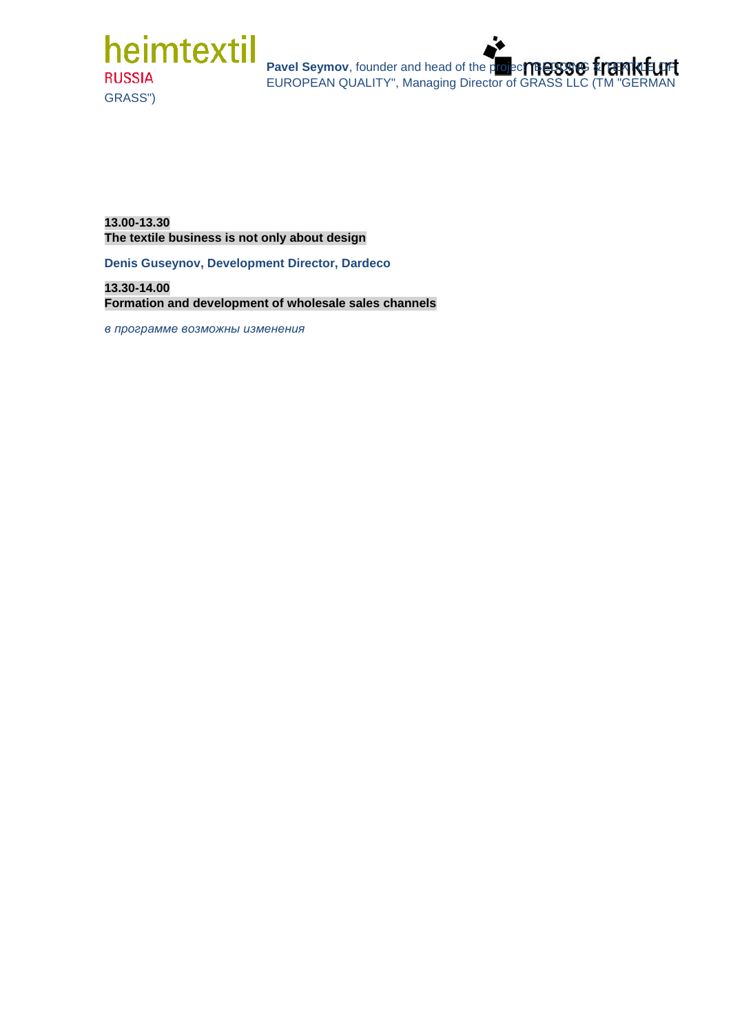**Pavel Seymov**, founder and head of the project "BEDDING & TEXTILE OF EUROPEAN QUALITY", Managing Director of GRASS LLC (TM "GERMAN GRASS")

**13.00-13.30**
**The textile business is not only about design**

**Denis Guseynov, Development Director, Dardeco**

**13.30-14.00**
**Formation and development of wholesale sales channels**

*в программе возможны изменения*